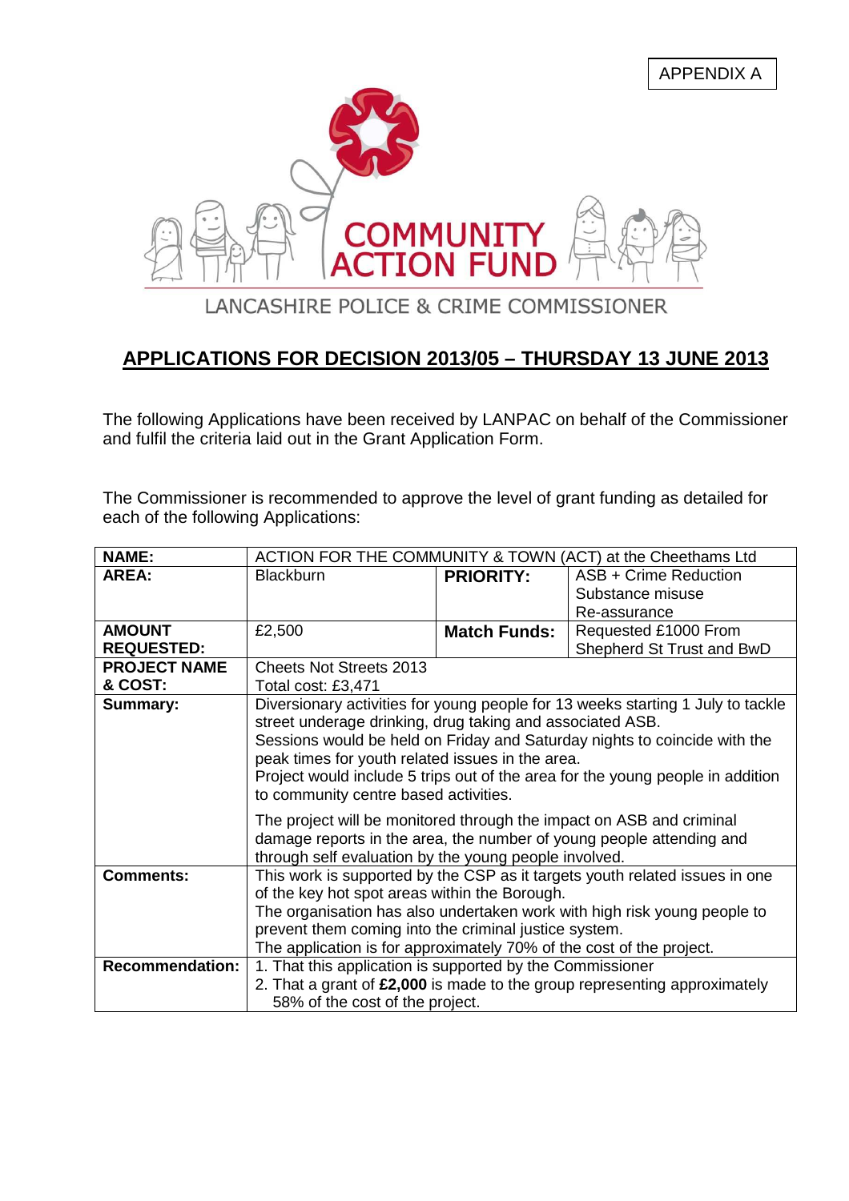APPENDIX A

COMMUNITY ACTION FUND

LANCASHIRE POLICE & CRIME COMMISSIONER

## APPLICATIONS FOR DECISION 2013/05 – THURSDAY 13 JUNE 2013

The following Applications have been received by LANPAC on behalf of the Commissioner and fulfil the criteria laid out in the Grant Application Form.

The Commissioner is recommended to approve the level of grant funding as detailed for each of the following Applications:

| **NAME:** | ACTION FOR THE COMMUNITY & TOWN (ACT) at the Cheethams Ltd | | |
|---|---|---|---|
| **AREA:** | Blackburn | **PRIORITY:** | ASB + Crime Reduction<br>Substance misuse<br>Re-assurance |
| **AMOUNT REQUESTED:** | £2,500 | **Match Funds:** | Requested £1000 From Shepherd St Trust and BwD |
| **PROJECT NAME & COST:** | Cheets Not Streets 2013<br>Total cost: £3,471 | | |
| **Summary:** | Diversionary activities for young people for 13 weeks starting 1 July to tackle street underage drinking, drug taking and associated ASB.<br>Sessions would be held on Friday and Saturday nights to coincide with the peak times for youth related issues in the area.<br>Project would include 5 trips out of the area for the young people in addition to community centre based activities.<br><br>The project will be monitored through the impact on ASB and criminal damage reports in the area, the number of young people attending and through self evaluation by the young people involved. | | |
| **Comments:** | This work is supported by the CSP as it targets youth related issues in one of the key hot spot areas within the Borough.<br>The organisation has also undertaken work with high risk young people to prevent them coming into the criminal justice system.<br>The application is for approximately 70% of the cost of the project. | | |
| **Recommendation:** | 1. That this application is supported by the Commissioner<br>2. That a grant of **£2,000** is made to the group representing approximately 58% of the cost of the project. | | |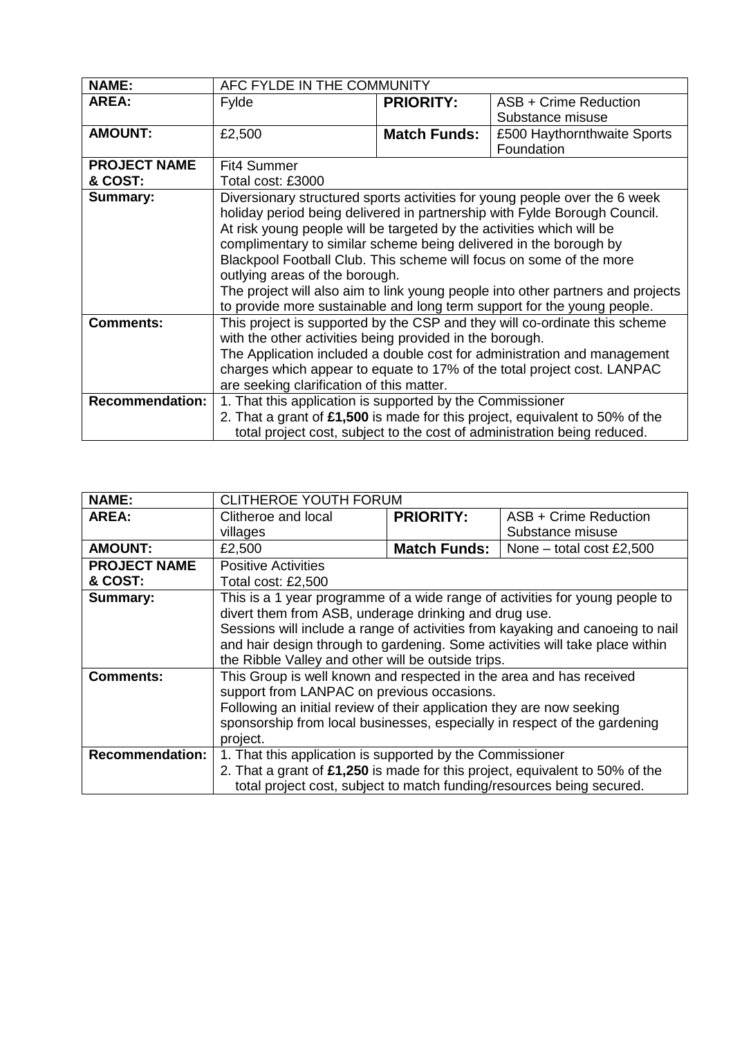| **NAME:** | AFC FYLDE IN THE COMMUNITY | | |
|---|---|---|---|
| **AREA:** | Fylde | **PRIORITY:** | ASB + Crime Reduction<br>Substance misuse |
| **AMOUNT:** | £2,500 | **Match Funds:** | £500 Haythornthwaite Sports Foundation |
| **PROJECT NAME & COST:** | Fit4 Summer<br>Total cost: £3000 | | |
| **Summary:** | Diversionary structured sports activities for young people over the 6 week holiday period being delivered in partnership with Fylde Borough Council. At risk young people will be targeted by the activities which will be complimentary to similar scheme being delivered in the borough by Blackpool Football Club. This scheme will focus on some of the more outlying areas of the borough.<br>The project will also aim to link young people into other partners and projects to provide more sustainable and long term support for the young people. | | |
| **Comments:** | This project is supported by the CSP and they will co-ordinate this scheme with the other activities being provided in the borough.<br>The Application included a double cost for administration and management charges which appear to equate to 17% of the total project cost. LANPAC are seeking clarification of this matter. | | |
| **Recommendation:** | 1. That this application is supported by the Commissioner<br>2. That a grant of **£1,500** is made for this project, equivalent to 50% of the total project cost, subject to the cost of administration being reduced. | | |

| **NAME:** | CLITHEROE YOUTH FORUM | | |
|---|---|---|---|
| **AREA:** | Clitheroe and local villages | **PRIORITY:** | ASB + Crime Reduction<br>Substance misuse |
| **AMOUNT:** | £2,500 | **Match Funds:** | None – total cost £2,500 |
| **PROJECT NAME & COST:** | Positive Activities<br>Total cost: £2,500 | | |
| **Summary:** | This is a 1 year programme of a wide range of activities for young people to divert them from ASB, underage drinking and drug use.<br>Sessions will include a range of activities from kayaking and canoeing to nail and hair design through to gardening. Some activities will take place within the Ribble Valley and other will be outside trips. | | |
| **Comments:** | This Group is well known and respected in the area and has received support from LANPAC on previous occasions.<br>Following an initial review of their application they are now seeking sponsorship from local businesses, especially in respect of the gardening project. | | |
| **Recommendation:** | 1. That this application is supported by the Commissioner<br>2. That a grant of **£1,250** is made for this project, equivalent to 50% of the total project cost, subject to match funding/resources being secured. | | |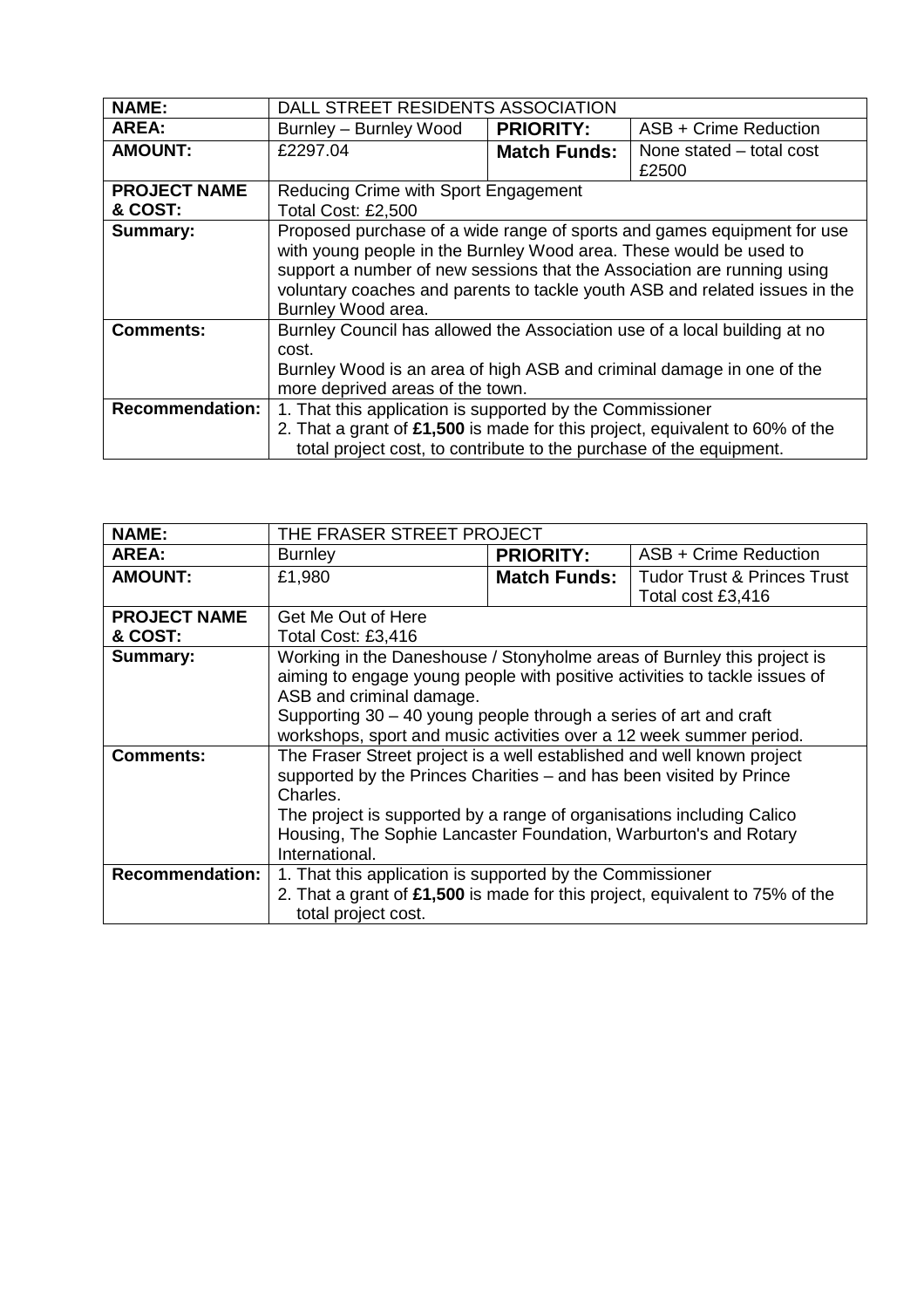| | | | |
|---|---|---|---|
| **NAME:** | DALL STREET RESIDENTS ASSOCIATION | | |
| **AREA:** | Burnley – Burnley Wood | **PRIORITY:** | ASB + Crime Reduction |
| **AMOUNT:** | £2297.04 | **Match Funds:** | None stated – total cost £2500 |
| **PROJECT NAME & COST:** | Reducing Crime with Sport Engagement<br>Total Cost: £2,500 | | |
| **Summary:** | Proposed purchase of a wide range of sports and games equipment for use with young people in the Burnley Wood area. These would be used to support a number of new sessions that the Association are running using voluntary coaches and parents to tackle youth ASB and related issues in the Burnley Wood area. | | |
| **Comments:** | Burnley Council has allowed the Association use of a local building at no cost.<br>Burnley Wood is an area of high ASB and criminal damage in one of the more deprived areas of the town. | | |
| **Recommendation:** | 1. That this application is supported by the Commissioner<br>2. That a grant of **£1,500** is made for this project, equivalent to 60% of the total project cost, to contribute to the purchase of the equipment. | | |

| | | | |
|---|---|---|---|
| **NAME:** | THE FRASER STREET PROJECT | | |
| **AREA:** | Burnley | **PRIORITY:** | ASB + Crime Reduction |
| **AMOUNT:** | £1,980 | **Match Funds:** | Tudor Trust & Princes Trust<br>Total cost £3,416 |
| **PROJECT NAME & COST:** | Get Me Out of Here<br>Total Cost: £3,416 | | |
| **Summary:** | Working in the Daneshouse / Stonyholme areas of Burnley this project is aiming to engage young people with positive activities to tackle issues of ASB and criminal damage.<br>Supporting 30 – 40 young people through a series of art and craft workshops, sport and music activities over a 12 week summer period. | | |
| **Comments:** | The Fraser Street project is a well established and well known project supported by the Princes Charities – and has been visited by Prince Charles.<br>The project is supported by a range of organisations including Calico Housing, The Sophie Lancaster Foundation, Warburton's and Rotary International. | | |
| **Recommendation:** | 1. That this application is supported by the Commissioner<br>2. That a grant of **£1,500** is made for this project, equivalent to 75% of the total project cost. | | |